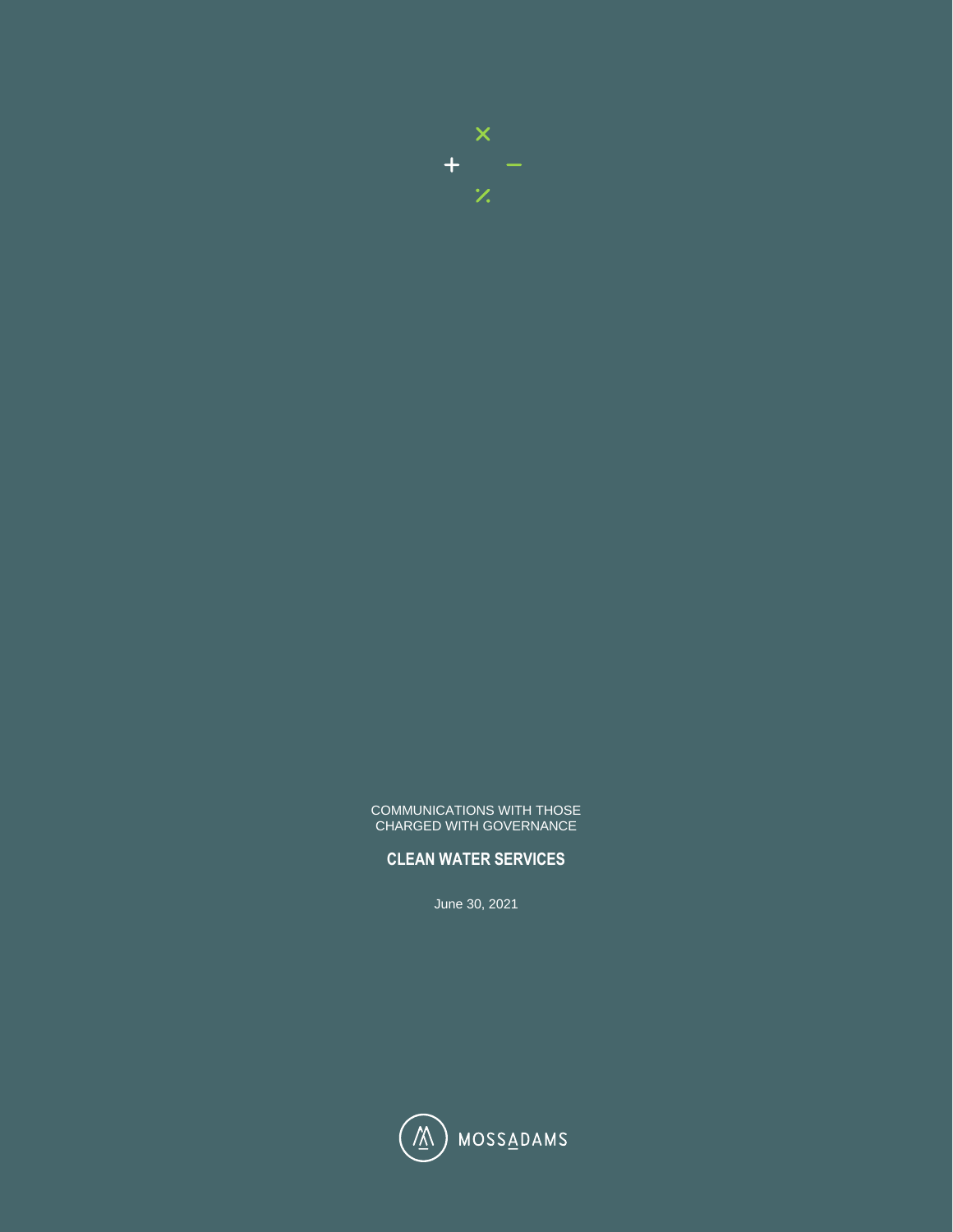COMMUNICATIONS WITH THOSE CHARGED WITH GOVERNANCE

# CLEAN WATER SERVICES

June 30, 2021

MOSSADAMS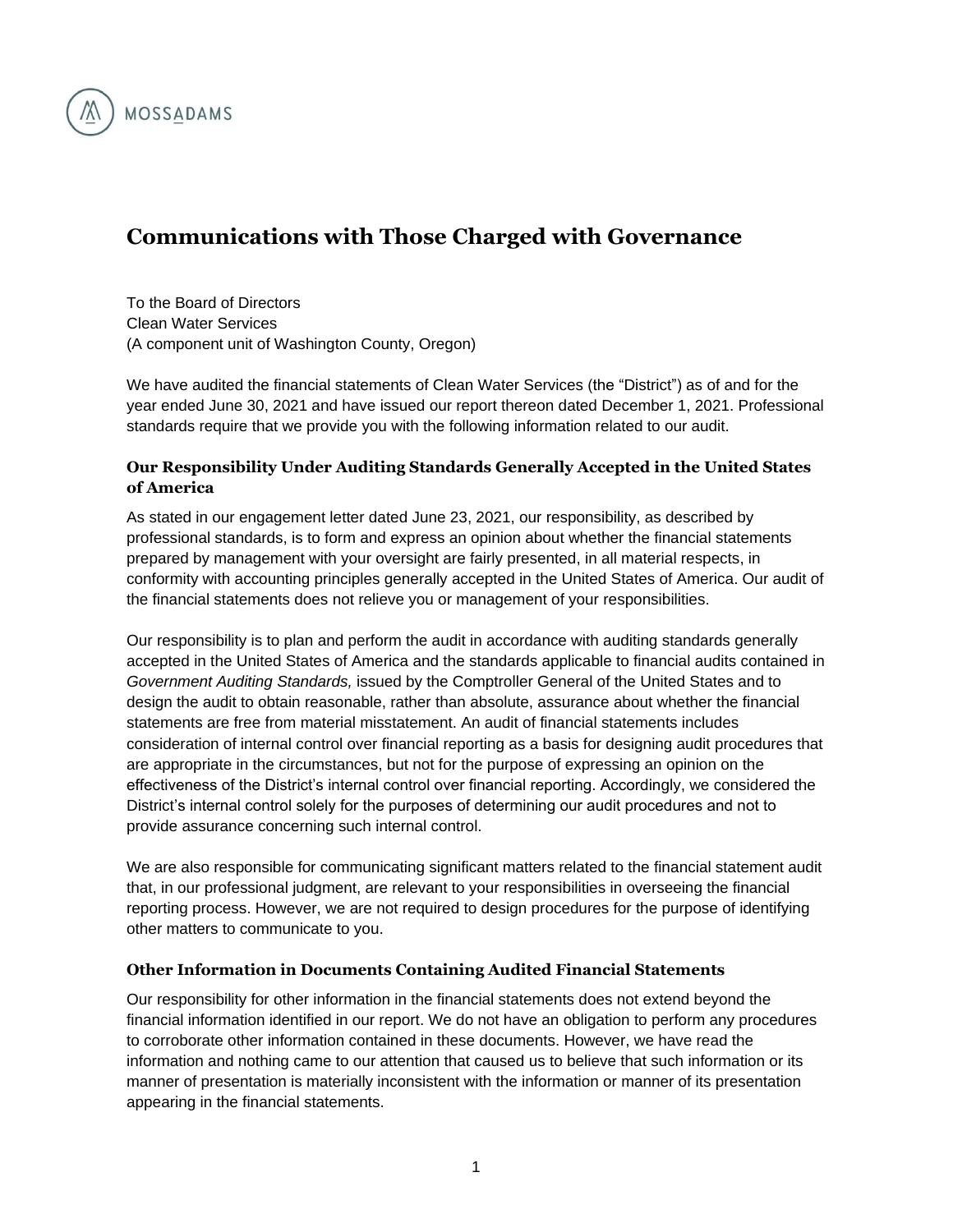# Communications with Those Charged with Governance

To the Board of Directors
Clean Water Services
(A component unit of Washington County, Oregon)

We have audited the financial statements of Clean Water Services (the "District") as of and for the year ended June 30, 2021 and have issued our report thereon dated December 1, 2021. Professional standards require that we provide you with the following information related to our audit.

### Our Responsibility Under Auditing Standards Generally Accepted in the United States of America

As stated in our engagement letter dated June 23, 2021, our responsibility, as described by professional standards, is to form and express an opinion about whether the financial statements prepared by management with your oversight are fairly presented, in all material respects, in conformity with accounting principles generally accepted in the United States of America. Our audit of the financial statements does not relieve you or management of your responsibilities.

Our responsibility is to plan and perform the audit in accordance with auditing standards generally accepted in the United States of America and the standards applicable to financial audits contained in *Government Auditing Standards,* issued by the Comptroller General of the United States and to design the audit to obtain reasonable, rather than absolute, assurance about whether the financial statements are free from material misstatement. An audit of financial statements includes consideration of internal control over financial reporting as a basis for designing audit procedures that are appropriate in the circumstances, but not for the purpose of expressing an opinion on the effectiveness of the District's internal control over financial reporting. Accordingly, we considered the District's internal control solely for the purposes of determining our audit procedures and not to provide assurance concerning such internal control.

We are also responsible for communicating significant matters related to the financial statement audit that, in our professional judgment, are relevant to your responsibilities in overseeing the financial reporting process. However, we are not required to design procedures for the purpose of identifying other matters to communicate to you.

### Other Information in Documents Containing Audited Financial Statements

Our responsibility for other information in the financial statements does not extend beyond the financial information identified in our report. We do not have an obligation to perform any procedures to corroborate other information contained in these documents. However, we have read the information and nothing came to our attention that caused us to believe that such information or its manner of presentation is materially inconsistent with the information or manner of its presentation appearing in the financial statements.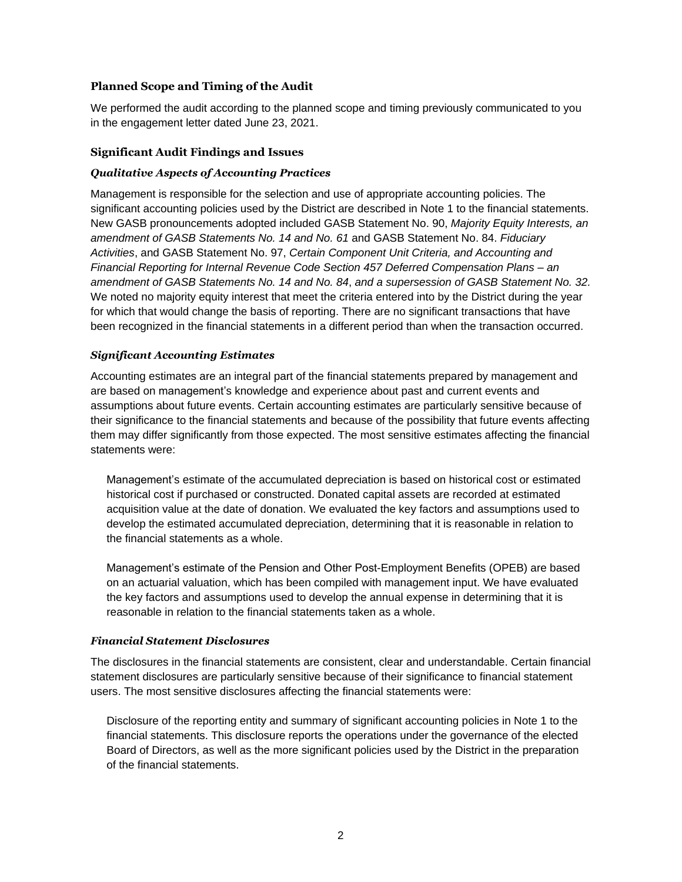### Planned Scope and Timing of the Audit

We performed the audit according to the planned scope and timing previously communicated to you in the engagement letter dated June 23, 2021.

### Significant Audit Findings and Issues

#### *Qualitative Aspects of Accounting Practices*

Management is responsible for the selection and use of appropriate accounting policies. The significant accounting policies used by the District are described in Note 1 to the financial statements. New GASB pronouncements adopted included GASB Statement No. 90, *Majority Equity Interests, an amendment of GASB Statements No. 14 and No. 61* and GASB Statement No. 84. *Fiduciary Activities*, and GASB Statement No. 97, *Certain Component Unit Criteria, and Accounting and Financial Reporting for Internal Revenue Code Section 457 Deferred Compensation Plans – an amendment of GASB Statements No. 14 and No. 84*, *and a supersession of GASB Statement No. 32.* We noted no majority equity interest that meet the criteria entered into by the District during the year for which that would change the basis of reporting. There are no significant transactions that have been recognized in the financial statements in a different period than when the transaction occurred.

#### *Significant Accounting Estimates*

Accounting estimates are an integral part of the financial statements prepared by management and are based on management's knowledge and experience about past and current events and assumptions about future events. Certain accounting estimates are particularly sensitive because of their significance to the financial statements and because of the possibility that future events affecting them may differ significantly from those expected. The most sensitive estimates affecting the financial statements were:

> Management's estimate of the accumulated depreciation is based on historical cost or estimated historical cost if purchased or constructed. Donated capital assets are recorded at estimated acquisition value at the date of donation. We evaluated the key factors and assumptions used to develop the estimated accumulated depreciation, determining that it is reasonable in relation to the financial statements as a whole.
>
> Management's estimate of the Pension and Other Post-Employment Benefits (OPEB) are based on an actuarial valuation, which has been compiled with management input. We have evaluated the key factors and assumptions used to develop the annual expense in determining that it is reasonable in relation to the financial statements taken as a whole.

#### *Financial Statement Disclosures*

The disclosures in the financial statements are consistent, clear and understandable. Certain financial statement disclosures are particularly sensitive because of their significance to financial statement users. The most sensitive disclosures affecting the financial statements were:

> Disclosure of the reporting entity and summary of significant accounting policies in Note 1 to the financial statements. This disclosure reports the operations under the governance of the elected Board of Directors, as well as the more significant policies used by the District in the preparation of the financial statements.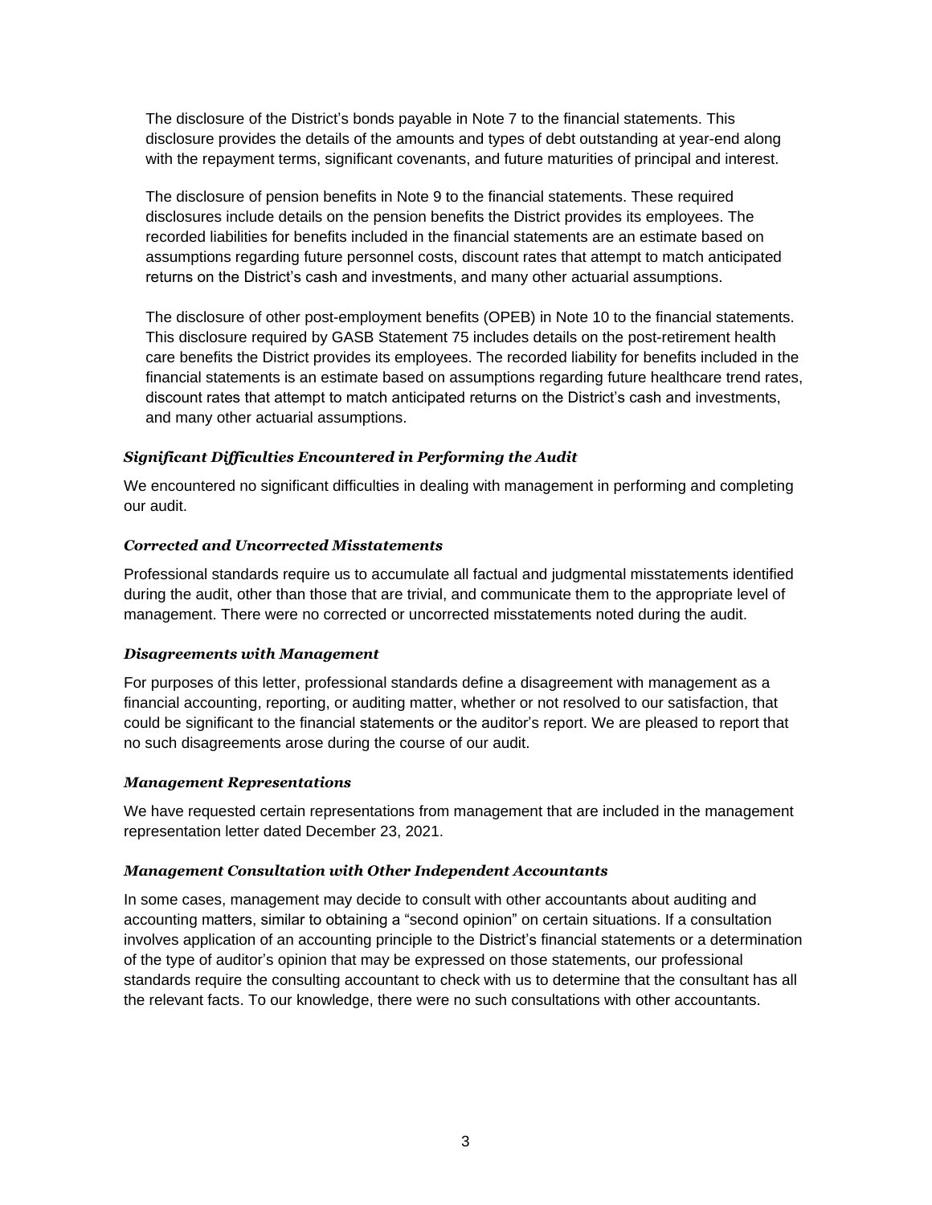The disclosure of the District's bonds payable in Note 7 to the financial statements. This disclosure provides the details of the amounts and types of debt outstanding at year-end along with the repayment terms, significant covenants, and future maturities of principal and interest.

The disclosure of pension benefits in Note 9 to the financial statements. These required disclosures include details on the pension benefits the District provides its employees. The recorded liabilities for benefits included in the financial statements are an estimate based on assumptions regarding future personnel costs, discount rates that attempt to match anticipated returns on the District's cash and investments, and many other actuarial assumptions.

The disclosure of other post-employment benefits (OPEB) in Note 10 to the financial statements. This disclosure required by GASB Statement 75 includes details on the post-retirement health care benefits the District provides its employees. The recorded liability for benefits included in the financial statements is an estimate based on assumptions regarding future healthcare trend rates, discount rates that attempt to match anticipated returns on the District's cash and investments, and many other actuarial assumptions.

### *Significant Difficulties Encountered in Performing the Audit*

We encountered no significant difficulties in dealing with management in performing and completing our audit.

### *Corrected and Uncorrected Misstatements*

Professional standards require us to accumulate all factual and judgmental misstatements identified during the audit, other than those that are trivial, and communicate them to the appropriate level of management. There were no corrected or uncorrected misstatements noted during the audit.

### *Disagreements with Management*

For purposes of this letter, professional standards define a disagreement with management as a financial accounting, reporting, or auditing matter, whether or not resolved to our satisfaction, that could be significant to the financial statements or the auditor's report. We are pleased to report that no such disagreements arose during the course of our audit.

### *Management Representations*

We have requested certain representations from management that are included in the management representation letter dated December 23, 2021.

### *Management Consultation with Other Independent Accountants*

In some cases, management may decide to consult with other accountants about auditing and accounting matters, similar to obtaining a "second opinion" on certain situations. If a consultation involves application of an accounting principle to the District's financial statements or a determination of the type of auditor's opinion that may be expressed on those statements, our professional standards require the consulting accountant to check with us to determine that the consultant has all the relevant facts. To our knowledge, there were no such consultations with other accountants.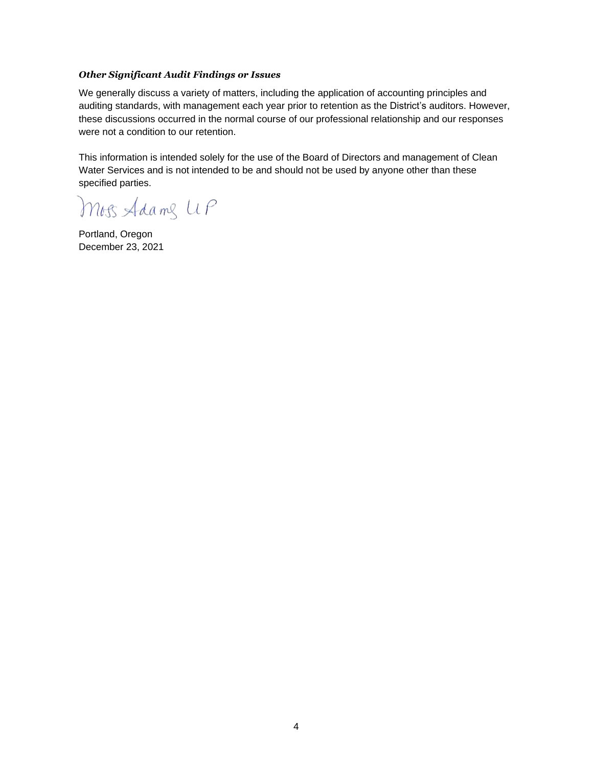***Other Significant Audit Findings or Issues***

We generally discuss a variety of matters, including the application of accounting principles and auditing standards, with management each year prior to retention as the District's auditors. However, these discussions occurred in the normal course of our professional relationship and our responses were not a condition to our retention.

This information is intended solely for the use of the Board of Directors and management of Clean Water Services and is not intended to be and should not be used by anyone other than these specified parties.

Moss Adams LLP

Portland, Oregon
December 23, 2021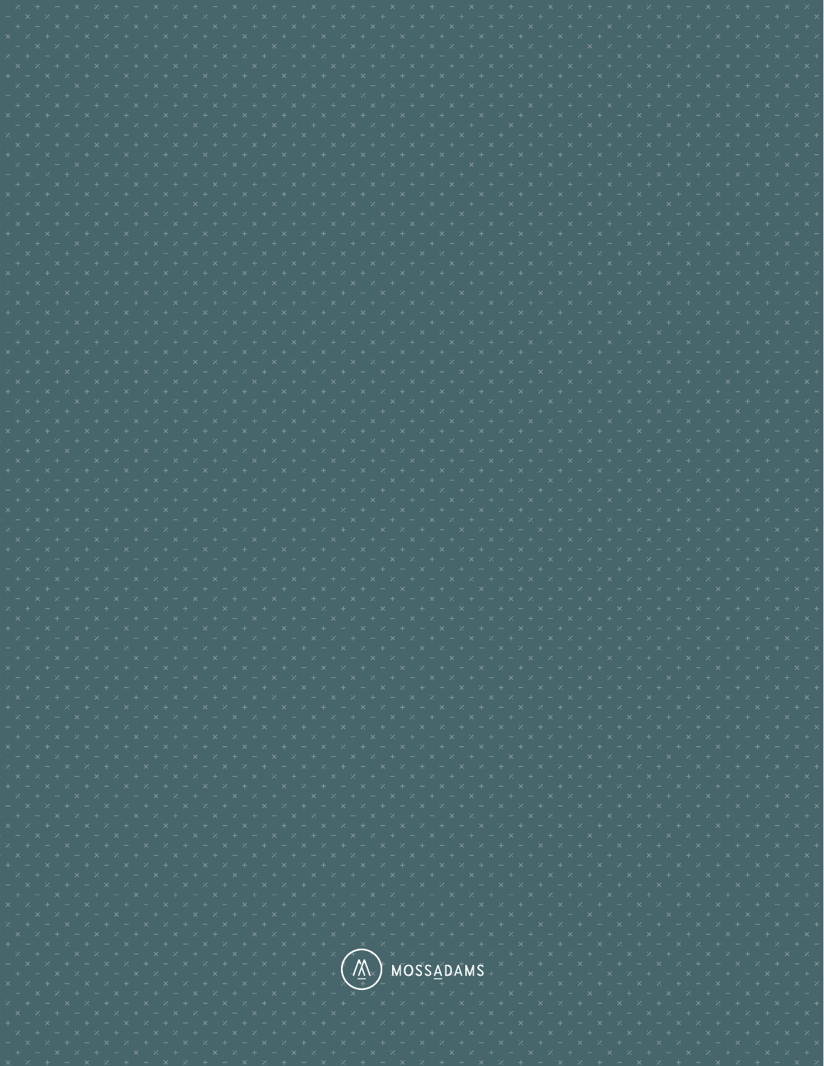MOSSADAMS